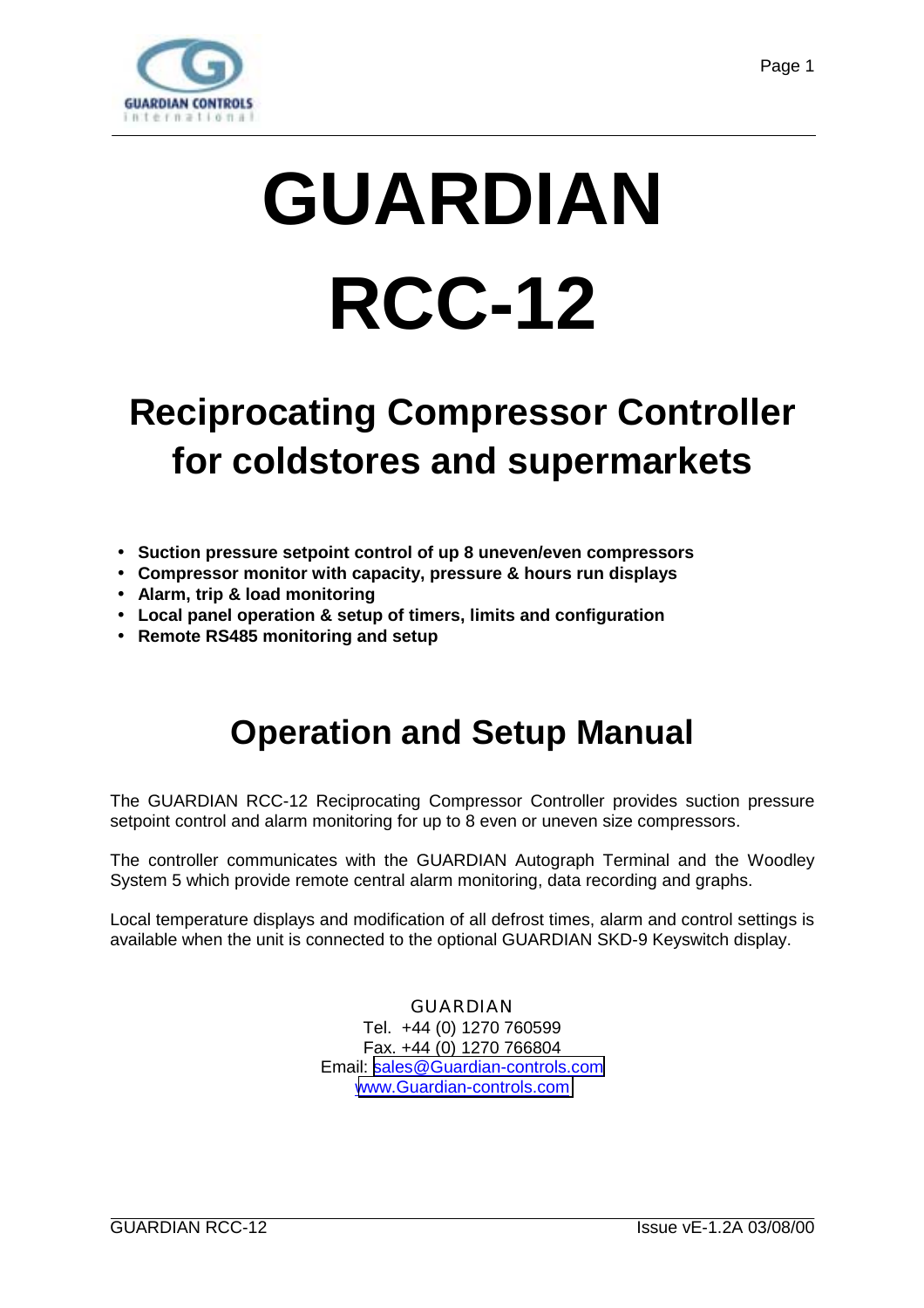# GUARDIAN

# RCC-12

## Reciprocating Compressor Controller for coldstores and supermarkets

- **Suction pressure setpoint control of up 8 uneven/even compressors**
- **Compressor monitor with capacity, pressure & hours run displays**
- **Alarm, trip & load monitoring**
- **Local panel operation & setup of timers, limits and configuration**
- **Remote RS485 monitoring and setup**

## Operation and Setup Manual

The GUARDIAN RCC-12 Reciprocating Compressor Controller provides suction pressure setpoint control and alarm monitoring for up to 8 even or uneven size compressors.

The controller communicates with the GUARDIAN Autograph Terminal and the Woodley System 5 which provide remote central alarm monitoring, data recording and graphs.

Local temperature displays and modification of all defrost times, alarm and control settings is available when the unit is connected to the optional GUARDIAN SKD-9 Keyswitch display.

GUARDIAN
Tel. +44 (0) 1270 760599
Fax. +44 (0) 1270 766804
Email: sales@Guardian-controls.com
www.Guardian-controls.com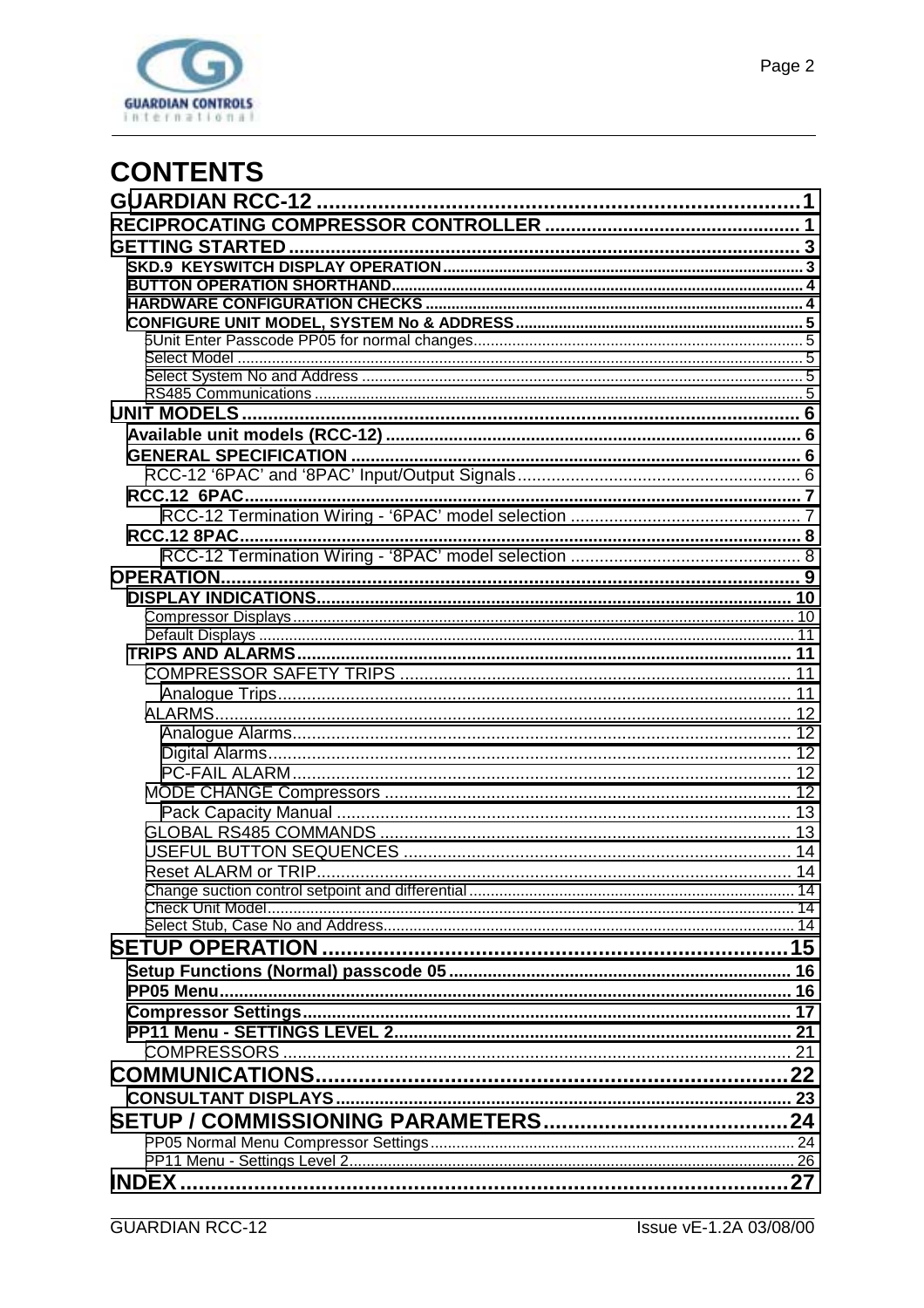# CONTENTS

GUARDIAN RCC-12 ................................................................................ 1
RECIPROCATING COMPRESSOR CONTROLLER ................................................ 1
GETTING STARTED ................................................................................ 3
- SKD.9 KEYSWITCH DISPLAY OPERATION ................................................ 3
- BUTTON OPERATION SHORTHAND ................................................ 4
- HARDWARE CONFIGURATION CHECKS ................................................ 4
- CONFIGURE UNIT MODEL, SYSTEM No & ADDRESS ................................................ 5
  - 5Unit Enter Passcode PP05 for normal changes ................................................ 5
  - Select Model ................................................ 5
  - Select System No and Address ................................................ 5
  - RS485 Communications ................................................ 5

UNIT MODELS ................................................................................ 6
- Available unit models (RCC-12) ................................................ 6
- GENERAL SPECIFICATION ................................................ 6
  - RCC-12 ‘6PAC’ and ‘8PAC’ Input/Output Signals ................................................ 6
- RCC.12 6PAC ................................................ 7
  - RCC-12 Termination Wiring - ‘6PAC’ model selection ................................................ 7
- RCC.12 8PAC ................................................ 8
  - RCC-12 Termination Wiring - ‘8PAC’ model selection ................................................ 8

OPERATION ................................................................................ 9
- DISPLAY INDICATIONS ................................................ 10
  - Compressor Displays ................................................ 10
  - Default Displays ................................................ 11
- TRIPS AND ALARMS ................................................ 11
  - COMPRESSOR SAFETY TRIPS ................................................ 11
    - Analogue Trips ................................................ 11
  - ALARMS ................................................ 12
    - Analogue Alarms ................................................ 12
    - Digital Alarms ................................................ 12
    - PC-FAIL ALARM ................................................ 12
  - MODE CHANGE Compressors ................................................ 12
    - Pack Capacity Manual ................................................ 13
  - GLOBAL RS485 COMMANDS ................................................ 13
  - USEFUL BUTTON SEQUENCES ................................................ 14
  - Reset ALARM or TRIP ................................................ 14
  - Change suction control setpoint and differential ................................................ 14
  - Check Unit Model ................................................ 14
  - Select Stub, Case No and Address ................................................ 14

SETUP OPERATION ................................................................................ 15
- Setup Functions (Normal) passcode 05 ................................................ 16
- PP05 Menu ................................................ 16
- Compressor Settings ................................................ 17
- PP11 Menu - SETTINGS LEVEL 2 ................................................ 21
  - COMPRESSORS ................................................ 21

COMMUNICATIONS ................................................................................ 22
- CONSULTANT DISPLAYS ................................................ 23

SETUP / COMMISSIONING PARAMETERS ................................................ 24
- PP05 Normal Menu Compressor Settings ................................................ 24
- PP11 Menu - Settings Level 2 ................................................ 26

INDEX ................................................................................ 27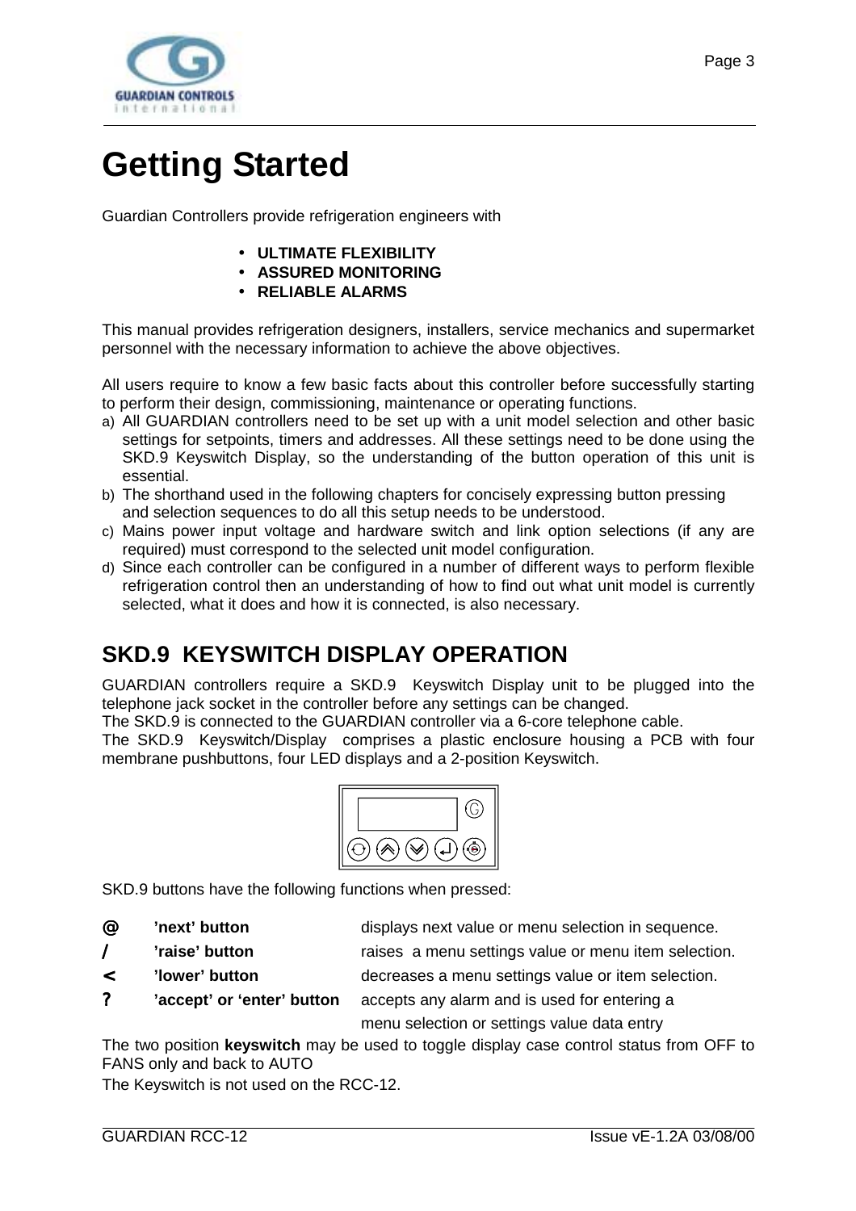# Getting Started

Guardian Controllers provide refrigeration engineers with

- **ULTIMATE FLEXIBILITY**
- **ASSURED MONITORING**
- **RELIABLE ALARMS**

This manual provides refrigeration designers, installers, service mechanics and supermarket personnel with the necessary information to achieve the above objectives.

All users require to know a few basic facts about this controller before successfully starting to perform their design, commissioning, maintenance or operating functions.

a) All GUARDIAN controllers need to be set up with a unit model selection and other basic settings for setpoints, timers and addresses. All these settings need to be done using the SKD.9 Keyswitch Display, so the understanding of the button operation of this unit is essential.
b) The shorthand used in the following chapters for concisely expressing button pressing and selection sequences to do all this setup needs to be understood.
c) Mains power input voltage and hardware switch and link option selections (if any are required) must correspond to the selected unit model configuration.
d) Since each controller can be configured in a number of different ways to perform flexible refrigeration control then an understanding of how to find out what unit model is currently selected, what it does and how it is connected, is also necessary.

## SKD.9 KEYSWITCH DISPLAY OPERATION

GUARDIAN controllers require a SKD.9 Keyswitch Display unit to be plugged into the telephone jack socket in the controller before any settings can be changed.
The SKD.9 is connected to the GUARDIAN controller via a 6-core telephone cable.
The SKD.9 Keyswitch/Display comprises a plastic enclosure housing a PCB with four membrane pushbuttons, four LED displays and a 2-position Keyswitch.

SKD.9 buttons have the following functions when pressed:

| | | |
|---|---|---|
| @ | **'next' button** | displays next value or menu selection in sequence. |
| / | **'raise' button** | raises a menu settings value or menu item selection. |
| < | **'lower' button** | decreases a menu settings value or item selection. |
| ? | **'accept' or 'enter' button** | accepts any alarm and is used for entering a menu selection or settings value data entry |

The two position **keyswitch** may be used to toggle display case control status from OFF to FANS only and back to AUTO

The Keyswitch is not used on the RCC-12.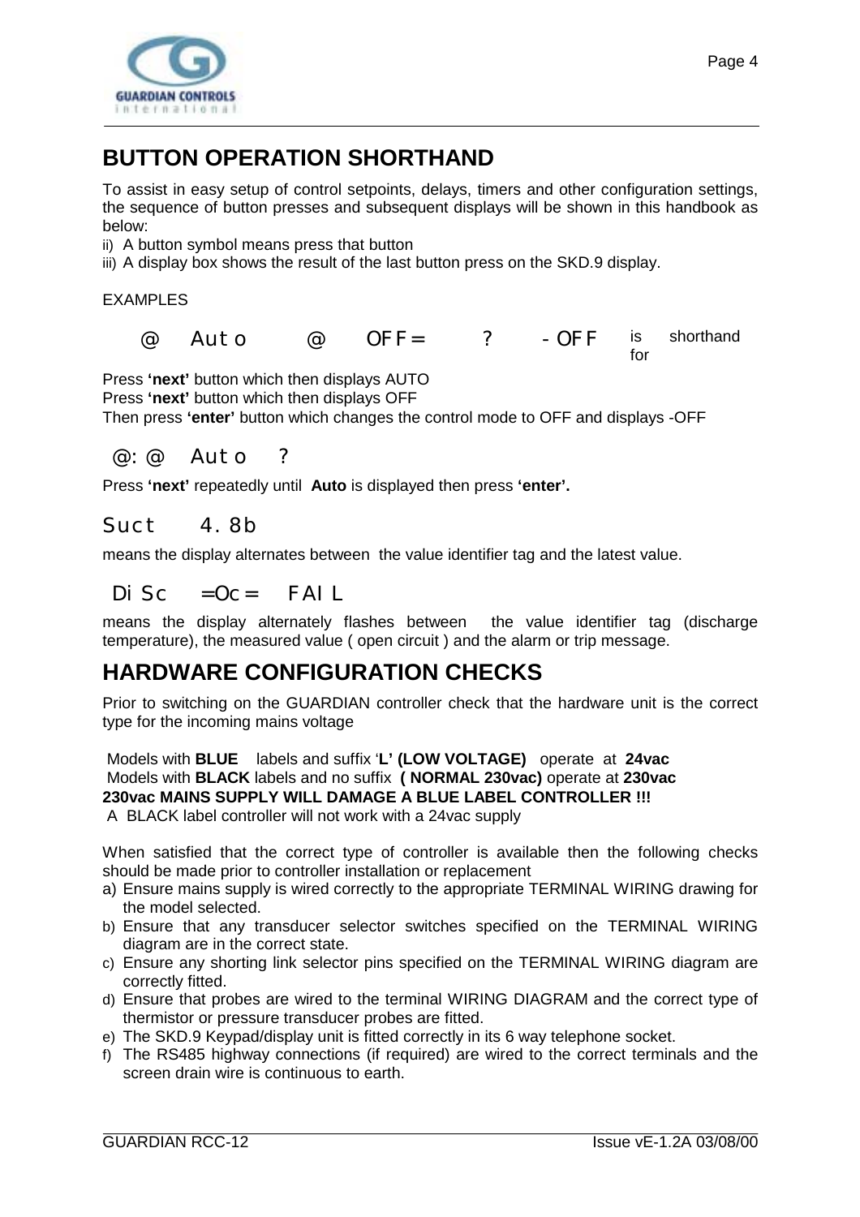## BUTTON OPERATION SHORTHAND

To assist in easy setup of control setpoints, delays, timers and other configuration settings, the sequence of button presses and subsequent displays will be shown in this handbook as below:

ii) A button symbol means press that button
iii) A display box shows the result of the last button press on the SKD.9 display.

EXAMPLES

@ Auto @ OFF= ? -OFF is shorthand for

Press **'next'** button which then displays AUTO
Press **'next'** button which then displays OFF
Then press **'enter'** button which changes the control mode to OFF and displays -OFF

@:@ Auto ?

Press **'next'** repeatedly until **Auto** is displayed then press **'enter'.**

Suct 4.8b

means the display alternates between the value identifier tag and the latest value.

DiSc =Oc= FAIL

means the display alternately flashes between the value identifier tag (discharge temperature), the measured value ( open circuit ) and the alarm or trip message.

## HARDWARE CONFIGURATION CHECKS

Prior to switching on the GUARDIAN controller check that the hardware unit is the correct type for the incoming mains voltage

Models with **BLUE** labels and suffix '**L' (LOW VOLTAGE)** operate at **24vac**
Models with **BLACK** labels and no suffix **( NORMAL 230vac)** operate at **230vac**
**230vac MAINS SUPPLY WILL DAMAGE A BLUE LABEL CONTROLLER !!!**
A BLACK label controller will not work with a 24vac supply

When satisfied that the correct type of controller is available then the following checks should be made prior to controller installation or replacement

a) Ensure mains supply is wired correctly to the appropriate TERMINAL WIRING drawing for the model selected.
b) Ensure that any transducer selector switches specified on the TERMINAL WIRING diagram are in the correct state.
c) Ensure any shorting link selector pins specified on the TERMINAL WIRING diagram are correctly fitted.
d) Ensure that probes are wired to the terminal WIRING DIAGRAM and the correct type of thermistor or pressure transducer probes are fitted.
e) The SKD.9 Keypad/display unit is fitted correctly in its 6 way telephone socket.
f) The RS485 highway connections (if required) are wired to the correct terminals and the screen drain wire is continuous to earth.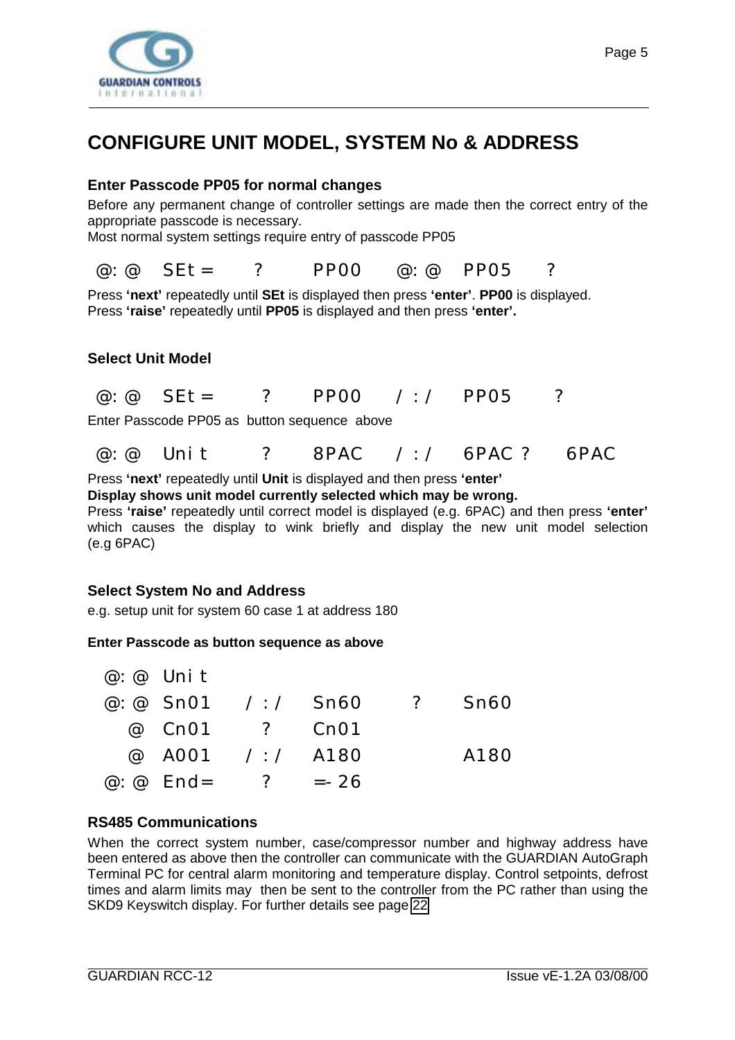# CONFIGURE UNIT MODEL, SYSTEM No & ADDRESS

### Enter Passcode PP05 for normal changes

Before any permanent change of controller settings are made then the correct entry of the appropriate passcode is necessary.
Most normal system settings require entry of passcode PP05

@: @ SEt = ? PP00 @: @ PP05 ?

Press **'next'** repeatedly until **SEt** is displayed then press **'enter'**. **PP00** is displayed.
Press **'raise'** repeatedly until **PP05** is displayed and then press **'enter'.**

### Select Unit Model

@: @ SEt = ? PP00 / : / PP05 ?

Enter Passcode PP05 as button sequence above

@: @ Uni t ? 8PAC / : / 6PAC ? 6PAC

Press **'next'** repeatedly until **Unit** is displayed and then press **'enter'**
**Display shows unit model currently selected which may be wrong.**
Press **'raise'** repeatedly until correct model is displayed (e.g. 6PAC) and then press **'enter'** which causes the display to wink briefly and display the new unit model selection (e.g 6PAC)

### Select System No and Address

e.g. setup unit for system 60 case 1 at address 180

**Enter Passcode as button sequence as above**

```
@: @ Uni t
@: @ Sn01   / : /  Sn60   ?   Sn60
   @ Cn01     ?    Cn01
   @ A001   / : /  A180       A180
@: @ End=     ?    =- 26
```

### RS485 Communications

When the correct system number, case/compressor number and highway address have been entered as above then the controller can communicate with the GUARDIAN AutoGraph Terminal PC for central alarm monitoring and temperature display. Control setpoints, defrost times and alarm limits may then be sent to the controller from the PC rather than using the SKD9 Keyswitch display. For further details see page 22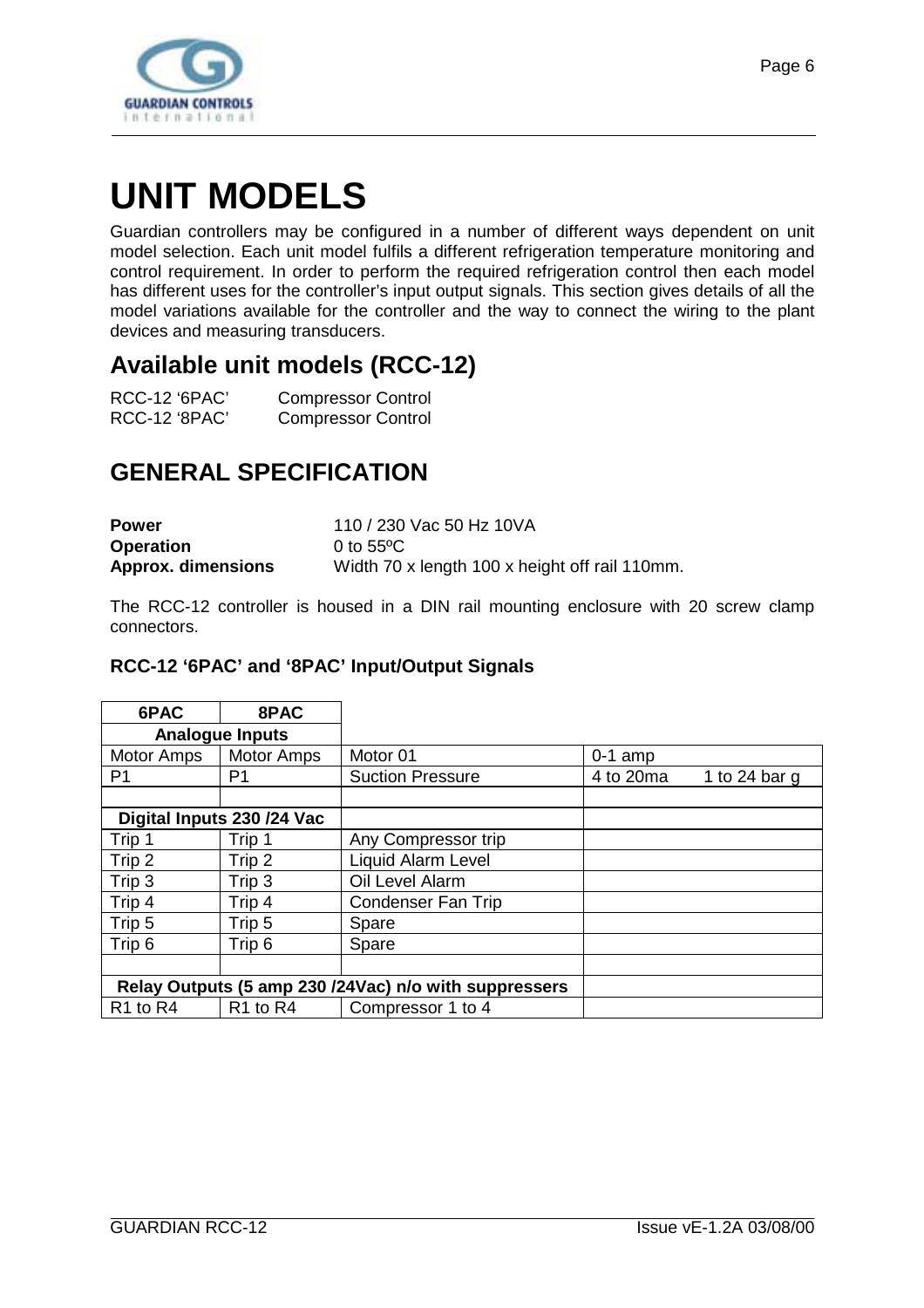# UNIT MODELS

Guardian controllers may be configured in a number of different ways dependent on unit model selection. Each unit model fulfils a different refrigeration temperature monitoring and control requirement. In order to perform the required refrigeration control then each model has different uses for the controller's input output signals. This section gives details of all the model variations available for the controller and the way to connect the wiring to the plant devices and measuring transducers.

## Available unit models (RCC-12)

RCC-12 '6PAC' Compressor Control
RCC-12 '8PAC' Compressor Control

## GENERAL SPECIFICATION

**Power** 110 / 230 Vac 50 Hz 10VA
**Operation** 0 to 55ºC
**Approx. dimensions** Width 70 x length 100 x height off rail 110mm.

The RCC-12 controller is housed in a DIN rail mounting enclosure with 20 screw clamp connectors.

### RCC-12 '6PAC' and '8PAC' Input/Output Signals

| 6PAC | 8PAC | | |
|---|---|---|---|
| **Analogue Inputs** | | | |
| Motor Amps | Motor Amps | Motor 01 | 0-1 amp |
| P1 | P1 | Suction Pressure | 4 to 20ma 1 to 24 bar g |
| | | | |
| **Digital Inputs 230 /24 Vac** | | | |
| Trip 1 | Trip 1 | Any Compressor trip | |
| Trip 2 | Trip 2 | Liquid Alarm Level | |
| Trip 3 | Trip 3 | Oil Level Alarm | |
| Trip 4 | Trip 4 | Condenser Fan Trip | |
| Trip 5 | Trip 5 | Spare | |
| Trip 6 | Trip 6 | Spare | |
| | | | |
| **Relay Outputs (5 amp 230 /24Vac) n/o with suppressers** | | | |
| R1 to R4 | R1 to R4 | Compressor 1 to 4 | |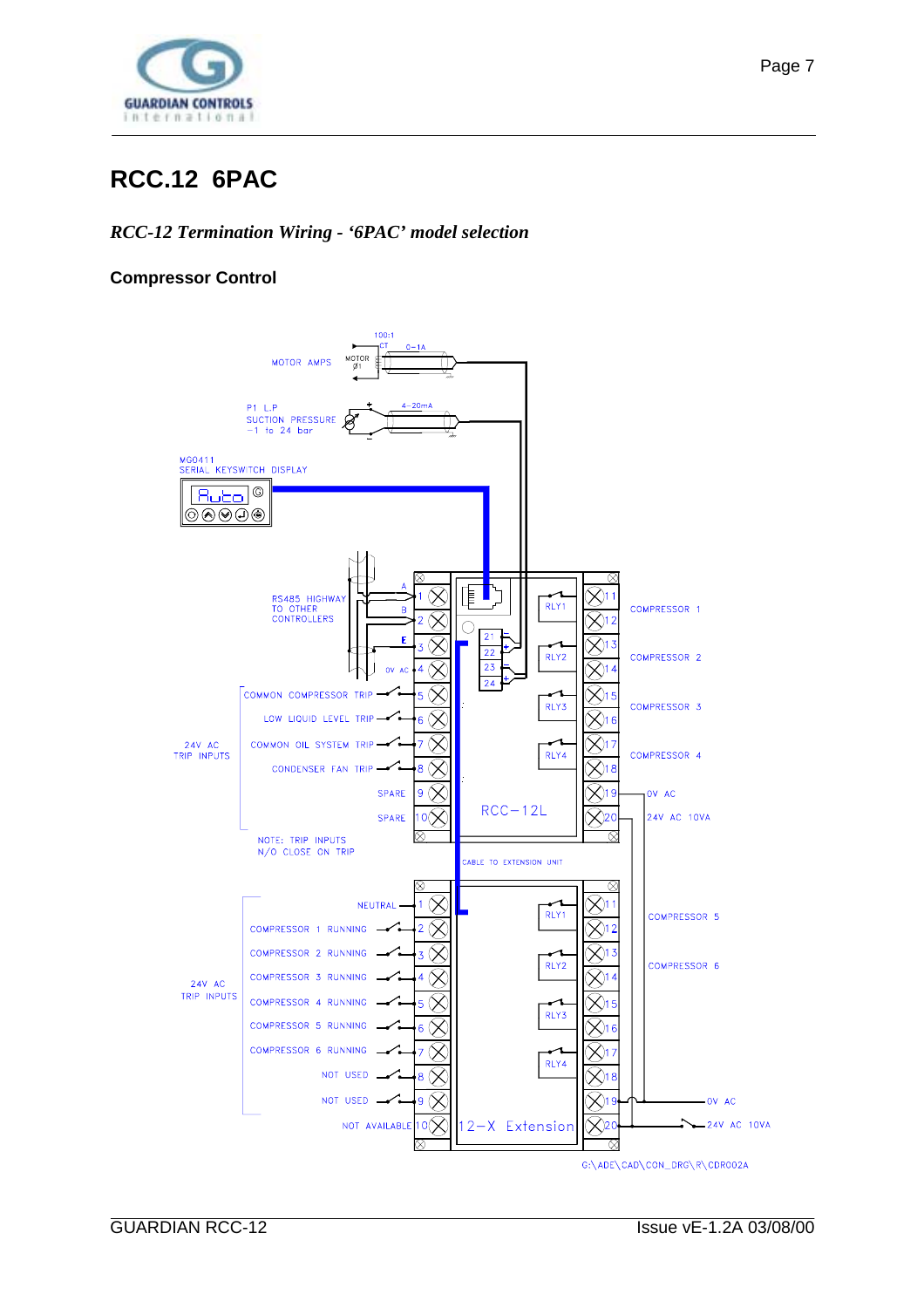# RCC.12 6PAC

*RCC-12 Termination Wiring - '6PAC' model selection*

### Compressor Control

MOTOR AMPS

MOTOR Ø1

100:1 CT

0–1A

P1 L.P SUCTION PRESSURE −1 to 24 bar

4–20mA

MG0411 SERIAL KEYSWITCH DISPLAY

RS485 HIGHWAY TO OTHER CONTROLLERS

A

B

E

0V AC

24V AC TRIP INPUTS

COMMON COMPRESSOR TRIP

LOW LIQUID LEVEL TRIP

COMMON OIL SYSTEM TRIP

CONDENSER FAN TRIP

SPARE

SPARE

NOTE: TRIP INPUTS N/O CLOSE ON TRIP

RLY1 — COMPRESSOR 1

RLY2 — COMPRESSOR 2

RLY3 — COMPRESSOR 3

RLY4 — COMPRESSOR 4

0V AC

24V AC 10VA

RCC−12L

CABLE TO EXTENSION UNIT

24V AC TRIP INPUTS

NEUTRAL

COMPRESSOR 1 RUNNING

COMPRESSOR 2 RUNNING

COMPRESSOR 3 RUNNING

COMPRESSOR 4 RUNNING

COMPRESSOR 5 RUNNING

COMPRESSOR 6 RUNNING

NOT USED

NOT USED

NOT AVAILABLE

RLY1 — COMPRESSOR 5

RLY2 — COMPRESSOR 6

RLY3

RLY4

0V AC

24V AC 10VA

12−X Extension

G:\ADE\CAD\CON_DRG\R\CDR002A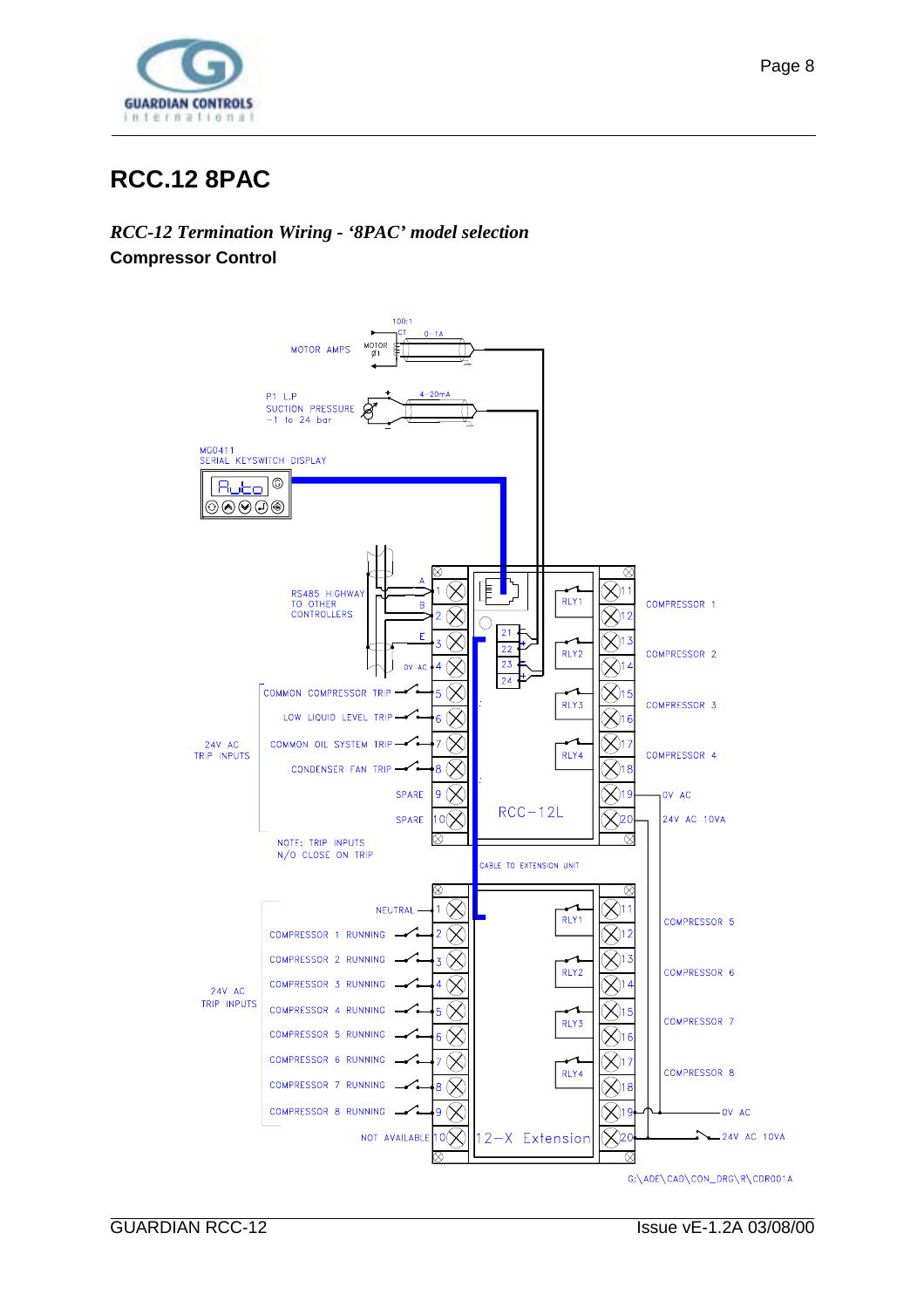# RCC.12 8PAC

## *RCC-12 Termination Wiring - '8PAC' model selection*

**Compressor Control**

100:1 CT 0-1A

MOTOR AMPS MOTOR Ø1

P1 L.P SUCTION PRESSURE -1 to 24 bar 4-20mA

MG0411 SERIAL KEYSWITCH DISPLAY

Auto

RS485 HIGHWAY TO OTHER CONTROLLERS A B E

0V AC

24V AC TRIP INPUTS

COMMON COMPRESSOR TRIP 5

LOW LIQUID LEVEL TRIP 6

COMMON OIL SYSTEM TRIP 7

CONDENSER FAN TRIP 8

SPARE 9

SPARE 10

NOTE: TRIP INPUTS N/O CLOSE ON TRIP

21 22 23 24

RLY1 11 12 COMPRESSOR 1

RLY2 13 14 COMPRESSOR 2

RLY3 15 16 COMPRESSOR 3

RLY4 17 18 COMPRESSOR 4

19 0V AC

20 24V AC 10VA

RCC-12L

CABLE TO EXTENSION UNIT

NEUTRAL 1

24V AC TRIP INPUTS

COMPRESSOR 1 RUNNING 2

COMPRESSOR 2 RUNNING 3

COMPRESSOR 3 RUNNING 4

COMPRESSOR 4 RUNNING 5

COMPRESSOR 5 RUNNING 6

COMPRESSOR 6 RUNNING 7

COMPRESSOR 7 RUNNING 8

COMPRESSOR 8 RUNNING 9

NOT AVAILABLE 10

RLY1 11 12 COMPRESSOR 5

RLY2 13 14 COMPRESSOR 6

RLY3 15 16 COMPRESSOR 7

RLY4 17 18 COMPRESSOR 8

19 0V AC

20 24V AC 10VA

12-X Extension

G:\ADE\CAD\CON_DRG\R\CDR001A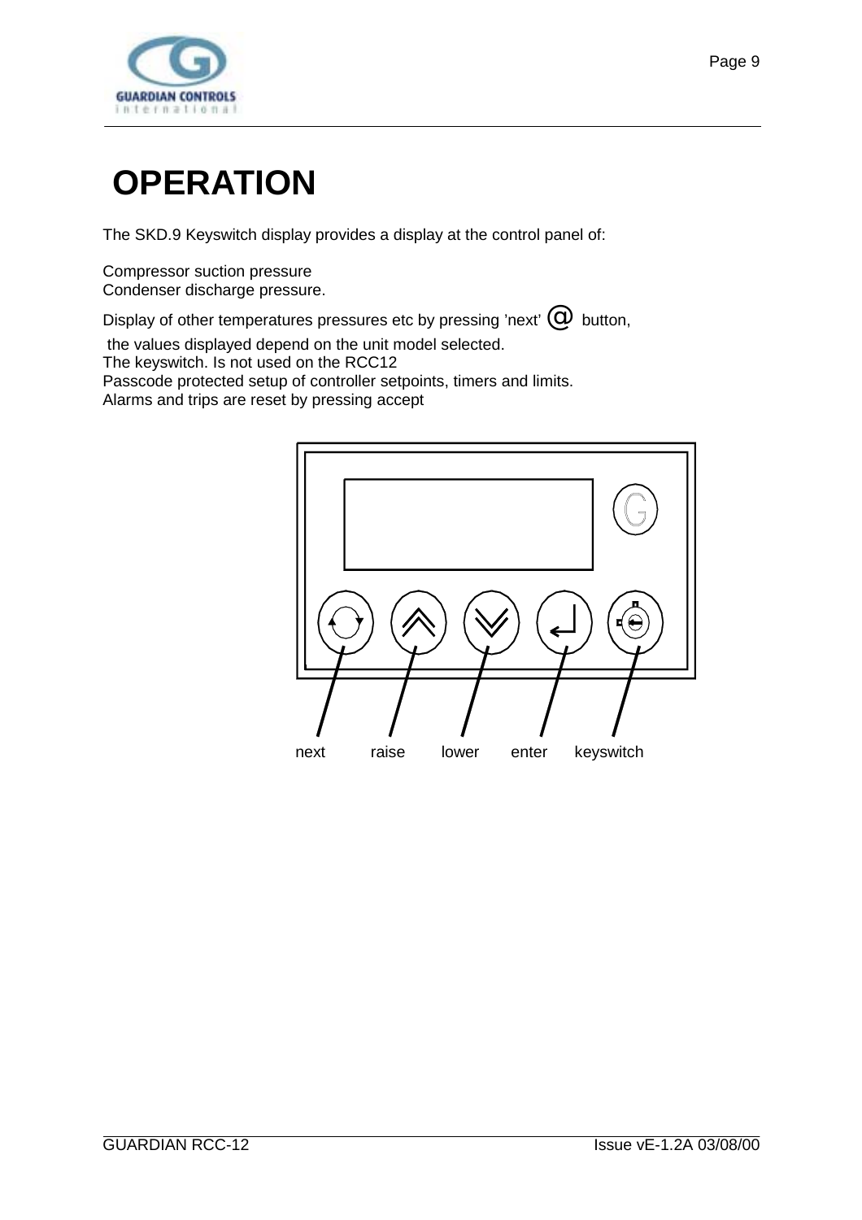# OPERATION

The SKD.9 Keyswitch display provides a display at the control panel of:

Compressor suction pressure
Condenser discharge pressure.
Display of other temperatures pressures etc by pressing 'next' @ button,
the values displayed depend on the unit model selected.
The keyswitch. Is not used on the RCC12
Passcode protected setup of controller setpoints, timers and limits.
Alarms and trips are reset by pressing accept

next raise lower enter keyswitch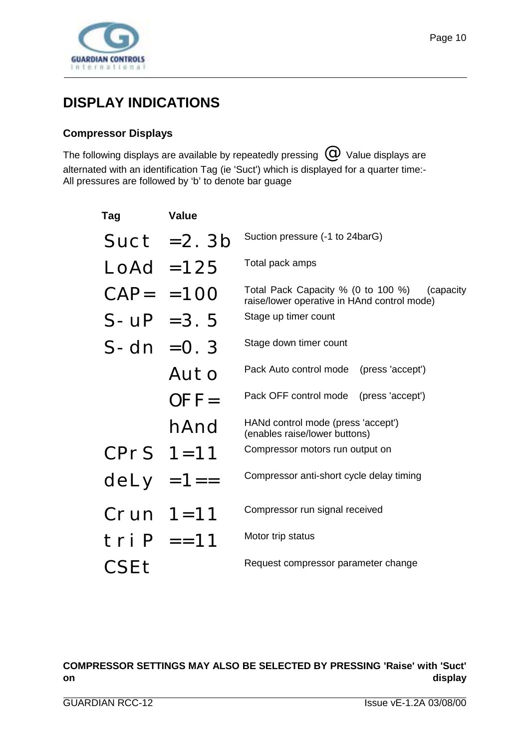# DISPLAY INDICATIONS

### Compressor Displays

The following displays are available by repeatedly pressing @ Value displays are alternated with an identification Tag (ie 'Suct') which is displayed for a quarter time:-
All pressures are followed by 'b' to denote bar guage

| Tag | Value | |
|---|---|---|
| Suct | =2.3b | Suction pressure (-1 to 24barG) |
| LoAd | =125 | Total pack amps |
| CAP= | =100 | Total Pack Capacity % (0 to 100 %) (capacity raise/lower operative in HAnd control mode) |
| S-uP | =3.5 | Stage up timer count |
| S-dn | =0.3 | Stage down timer count |
| | Auto | Pack Auto control mode (press 'accept') |
| | OFF= | Pack OFF control mode (press 'accept') |
| | hAnd | HANd control mode (press 'accept') (enables raise/lower buttons) |
| CPrS | 1=11 | Compressor motors run output on |
| deLy | =1== | Compressor anti-short cycle delay timing |
| Crun | 1=11 | Compressor run signal received |
| triP | ==11 | Motor trip status |
| CSEt | | Request compressor parameter change |

**COMPRESSOR SETTINGS MAY ALSO BE SELECTED BY PRESSING 'Raise' with 'Suct' on display**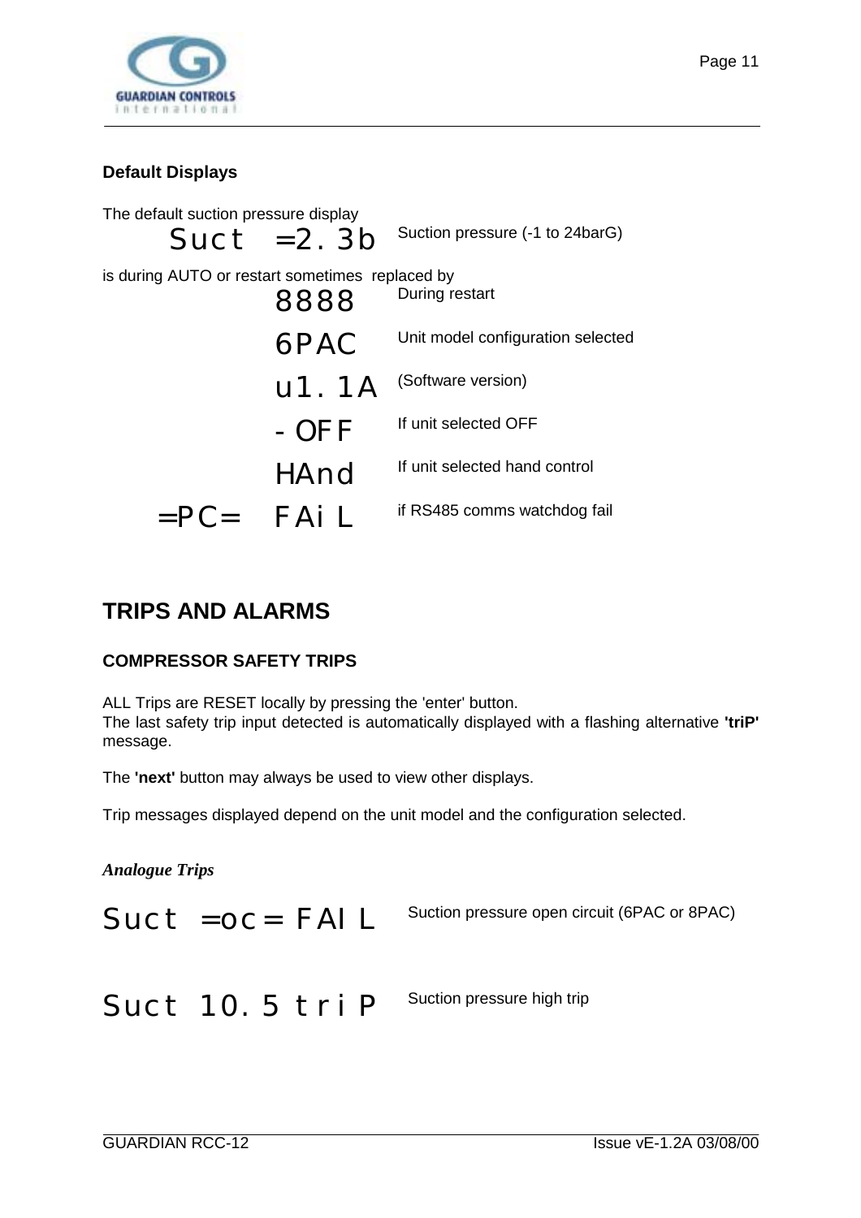## Default Displays

The default suction pressure display

| Display | Description |
|---|---|
| Suct =2.3b | Suction pressure (-1 to 24barG) |

is during AUTO or restart sometimes replaced by

| Display | Description |
|---|---|
| 8888 | During restart |
| 6PAC | Unit model configuration selected |
| u1.1A | (Software version) |
| -OFF | If unit selected OFF |
| HAnd | If unit selected hand control |
| =PC= FAiL | if RS485 comms watchdog fail |

# TRIPS AND ALARMS

## COMPRESSOR SAFETY TRIPS

ALL Trips are RESET locally by pressing the 'enter' button.
The last safety trip input detected is automatically displayed with a flashing alternative **'triP'** message.

The **'next'** button may always be used to view other displays.

Trip messages displayed depend on the unit model and the configuration selected.

### *Analogue Trips*

| Display | Description |
|---|---|
| Suct =oc= FAIL | Suction pressure open circuit (6PAC or 8PAC) |
| Suct 10.5 triP | Suction pressure high trip |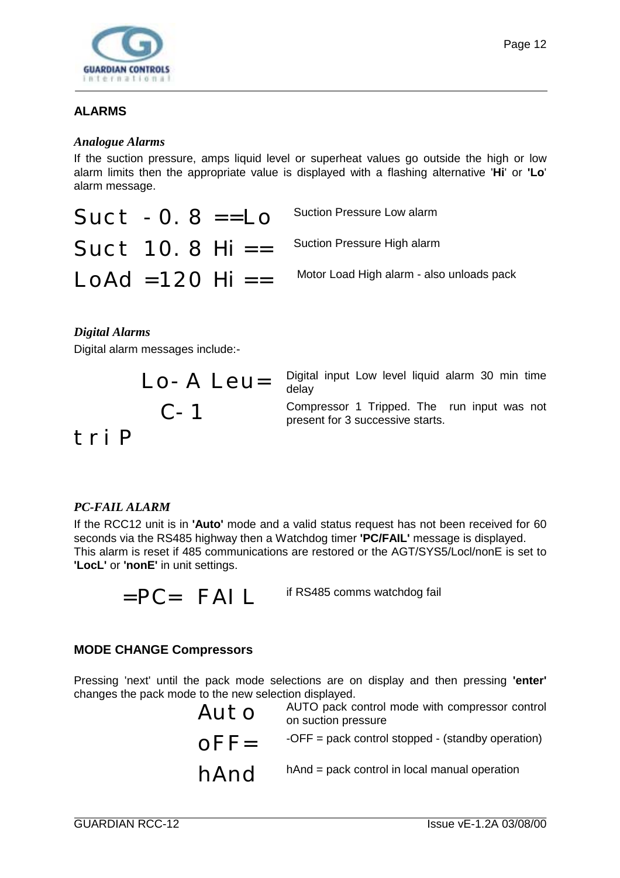## ALARMS

### *Analogue Alarms*

If the suction pressure, amps liquid level or superheat values go outside the high or low alarm limits then the appropriate value is displayed with a flashing alternative '**Hi**' or '**Lo**' alarm message.

| | |
|---|---|
| Suct -0.8 ==Lo | Suction Pressure Low alarm |
| Suct 10.8 Hi == | Suction Pressure High alarm |
| LoAd =120 Hi == | Motor Load High alarm - also unloads pack |

### *Digital Alarms*

Digital alarm messages include:-

| | |
|---|---|
| Lo-A Leu= | Digital input Low level liquid alarm 30 min time delay |
| C-1 triP | Compressor 1 Tripped. The run input was not present for 3 successive starts. |

### *PC-FAIL ALARM*

If the RCC12 unit is in **'Auto'** mode and a valid status request has not been received for 60 seconds via the RS485 highway then a Watchdog timer **'PC/FAIL'** message is displayed.
This alarm is reset if 485 communications are restored or the AGT/SYS5/Locl/nonE is set to **'LocL'** or **'nonE'** in unit settings.

| | |
|---|---|
| =PC= FAIL | if RS485 comms watchdog fail |

## MODE CHANGE Compressors

Pressing 'next' until the pack mode selections are on display and then pressing **'enter'** changes the pack mode to the new selection displayed.

| | |
|---|---|
| Auto | AUTO pack control mode with compressor control on suction pressure |
| oFF= | -OFF = pack control stopped - (standby operation) |
| hAnd | hAnd = pack control in local manual operation |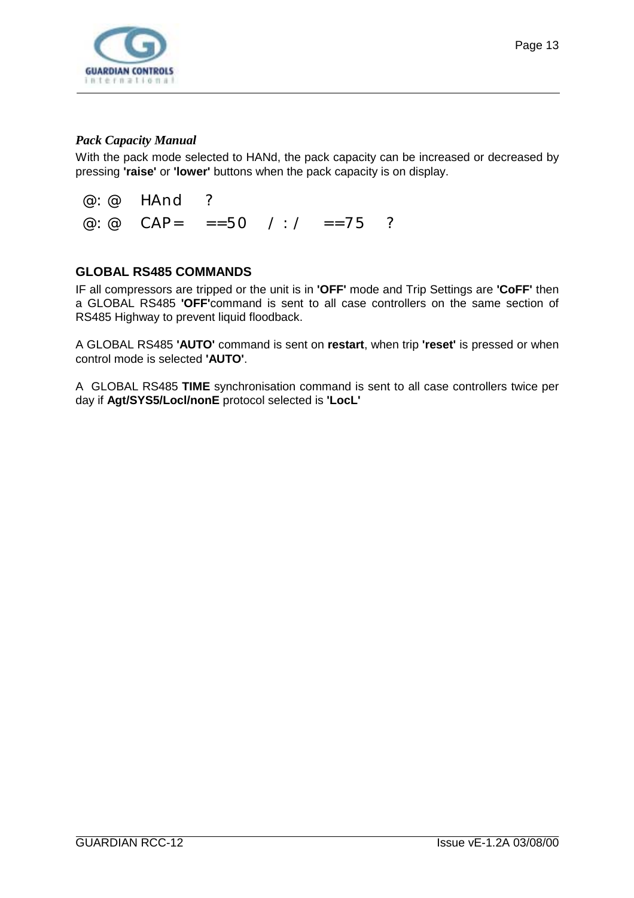*Pack Capacity Manual*

With the pack mode selected to HANd, the pack capacity can be increased or decreased by pressing **'raise'** or **'lower'** buttons when the pack capacity is on display.

```
@: @   HAnd   ?
@: @   CAP=   ==50   / : /   ==75   ?
```

**GLOBAL RS485 COMMANDS**

IF all compressors are tripped or the unit is in **'OFF'** mode and Trip Settings are **'CoFF'** then a GLOBAL RS485 **'OFF'**command is sent to all case controllers on the same section of RS485 Highway to prevent liquid floodback.

A GLOBAL RS485 **'AUTO'** command is sent on **restart**, when trip **'reset'** is pressed or when control mode is selected **'AUTO'**.

A GLOBAL RS485 **TIME** synchronisation command is sent to all case controllers twice per day if **Agt/SYS5/Locl/nonE** protocol selected is **'LocL'**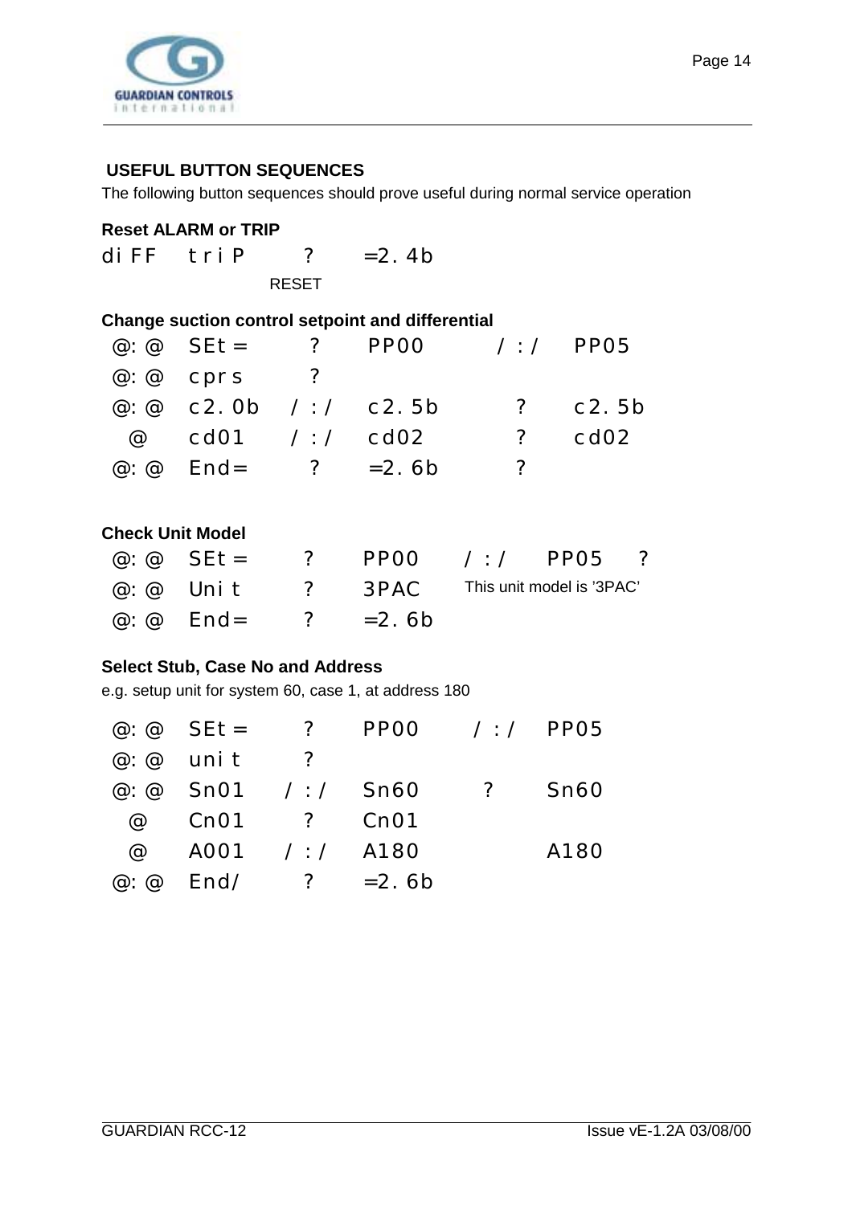## USEFUL BUTTON SEQUENCES

The following button sequences should prove useful during normal service operation

**Reset ALARM or TRIP**

| | | | |
|---|---|---|---|
| di FF | t r i P | ? | =2. 4b |
| | | RESET | |

**Change suction control setpoint and differential**

| | | | | | |
|---|---|---|---|---|---|
| @: @ | SEt = | ? | PP00 | / : / | PP05 |
| @: @ | cpr s | ? | | | |
| @: @ | c2. 0b | / : / | c2. 5b | ? | c2. 5b |
| @ | cd01 | / : / | cd02 | ? | cd02 |
| @: @ | End= | ? | =2. 6b | ? | |

**Check Unit Model**

| | | | | | |
|---|---|---|---|---|---|
| @: @ | SEt = | ? | PP00 | / : / | PP05 ? |
| @: @ | Uni t | ? | 3PAC | This unit model is '3PAC' | |
| @: @ | End= | ? | =2. 6b | | |

**Select Stub, Case No and Address**

e.g. setup unit for system 60, case 1, at address 180

| | | | | | |
|---|---|---|---|---|---|
| @: @ | SEt = | ? | PP00 | / : / | PP05 |
| @: @ | uni t | ? | | | |
| @: @ | Sn01 | / : / | Sn60 | ? | Sn60 |
| @ | Cn01 | ? | Cn01 | | |
| @ | A001 | / : / | A180 | | A180 |
| @: @ | End/ | ? | =2. 6b | | |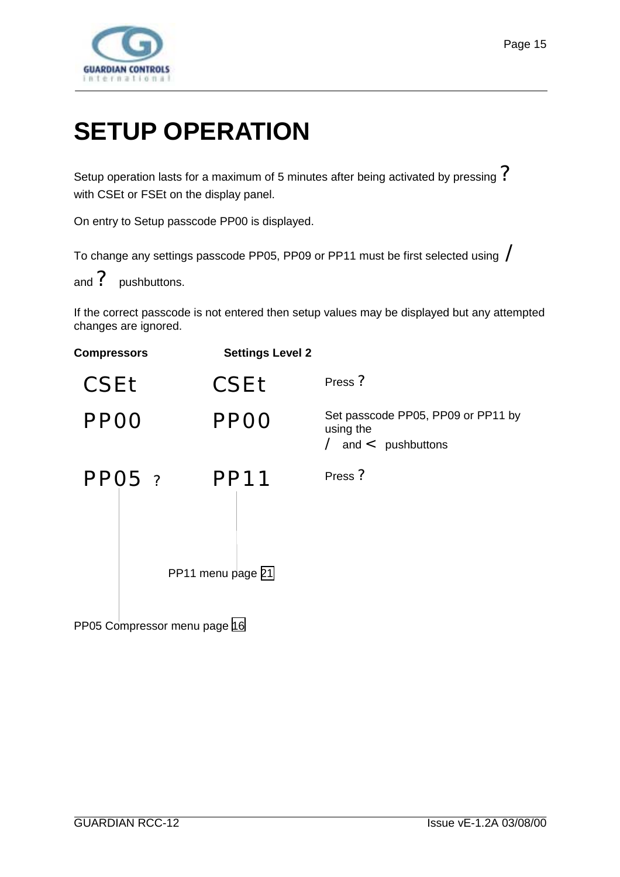# SETUP OPERATION

Setup operation lasts for a maximum of 5 minutes after being activated by pressing ? with CSEt or FSEt on the display panel.

On entry to Setup passcode PP00 is displayed.

To change any settings passcode PP05, PP09 or PP11 must be first selected using / and ? pushbuttons.

If the correct passcode is not entered then setup values may be displayed but any attempted changes are ignored.

| **Compressors** | **Settings Level 2** | |
|---|---|---|
| CSEt | CSEt | Press ? |
| PP00 | PP00 | Set passcode PP05, PP09 or PP11 by using the / and < pushbuttons |
| PP05 ? | PP11 | Press ? |

PP11 menu page 21

PP05 Compressor menu page 16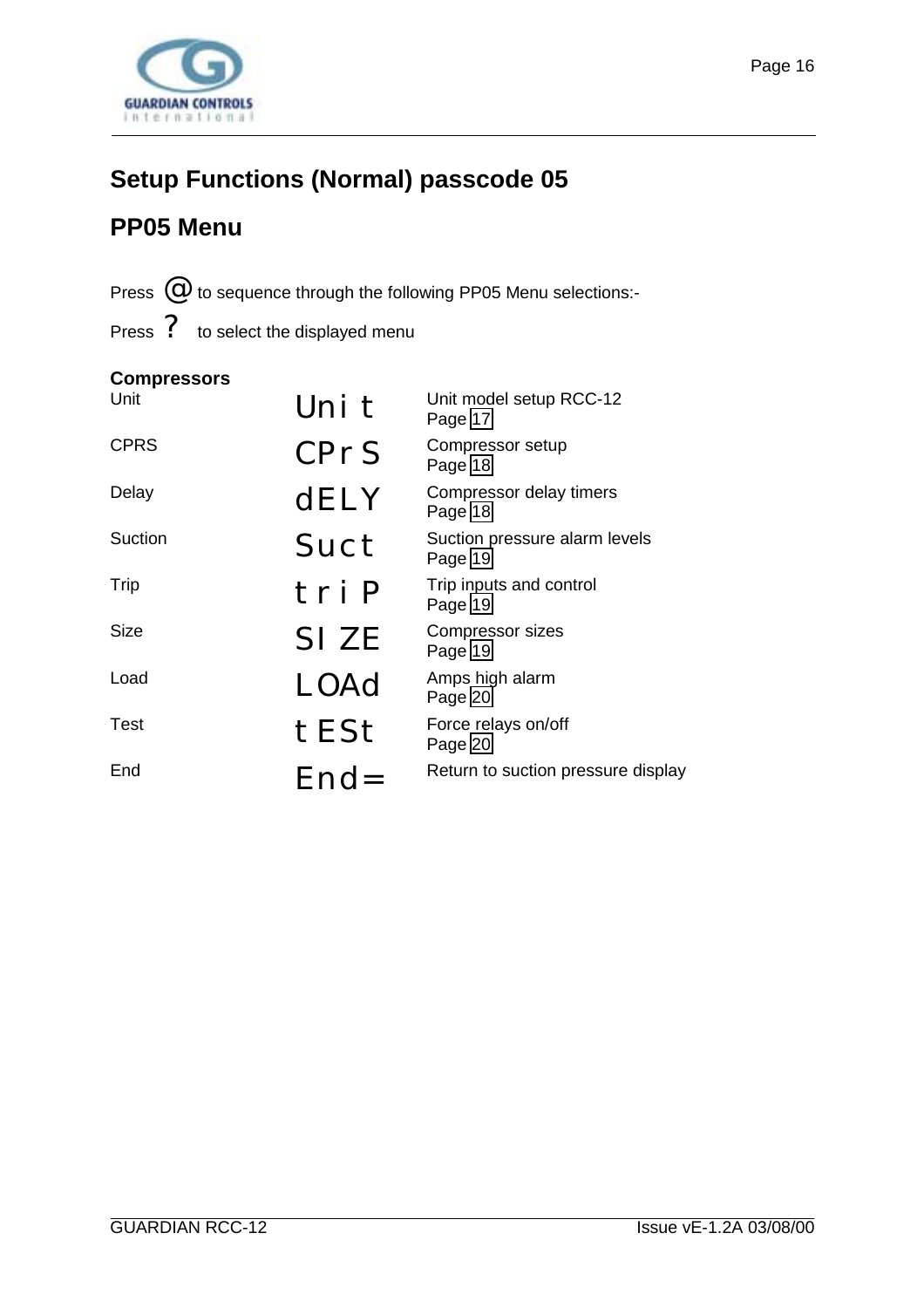## Setup Functions (Normal) passcode 05

## PP05 Menu

Press @ to sequence through the following PP05 Menu selections:-

Press ? to select the displayed menu

**Compressors**

| | | |
|---|---|---|
| Unit | Uni t | Unit model setup RCC-12 Page 17 |
| CPRS | CPr S | Compressor setup Page 18 |
| Delay | dELY | Compressor delay timers Page 18 |
| Suction | Suct | Suction pressure alarm levels Page 19 |
| Trip | t r i P | Trip inputs and control Page 19 |
| Size | SI ZE | Compressor sizes Page 19 |
| Load | LOAd | Amps high alarm Page 20 |
| Test | t ESt | Force relays on/off Page 20 |
| End | End= | Return to suction pressure display |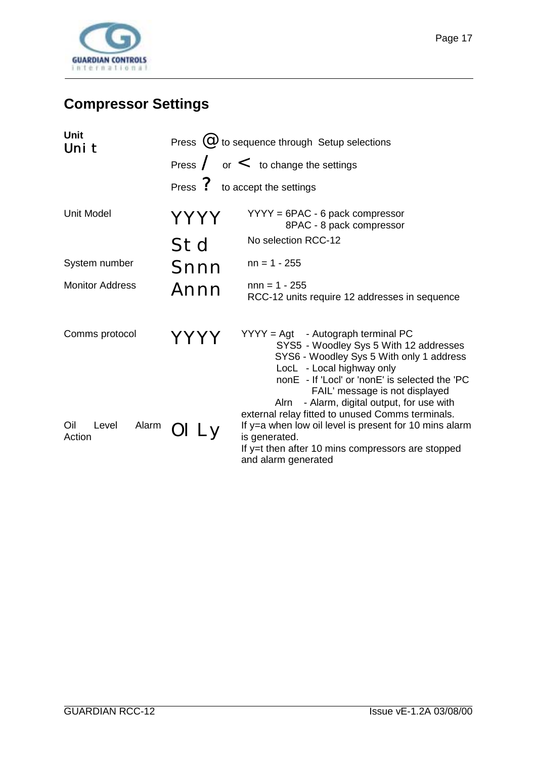## Compressor Settings

| | | |
|---|---|---|
| **Unit**<br>Unit | Press @ to sequence through Setup selections<br>Press / or < to change the settings<br>Press ? to accept the settings | |
| Unit Model | YYYY | YYYY = 6PAC - 6 pack compressor<br>8PAC - 8 pack compressor |
| | Std | No selection RCC-12 |
| System number | Snnn | nn = 1 - 255 |
| Monitor Address | Annn | nnn = 1 - 255<br>RCC-12 units require 12 addresses in sequence |
| Comms protocol | YYYY | YYYY = Agt - Autograph terminal PC<br>SYS5 - Woodley Sys 5 With 12 addresses<br>SYS6 - Woodley Sys 5 With only 1 address<br>LocL - Local highway only<br>nonE - If 'Locl' or 'nonE' is selected the 'PC FAIL' message is not displayed<br>Alrn - Alarm, digital output, for use with external relay fitted to unused Comms terminals. |
| Oil Level Alarm Action | OI Ly | If y=a when low oil level is present for 10 mins alarm is generated.<br>If y=t then after 10 mins compressors are stopped and alarm generated |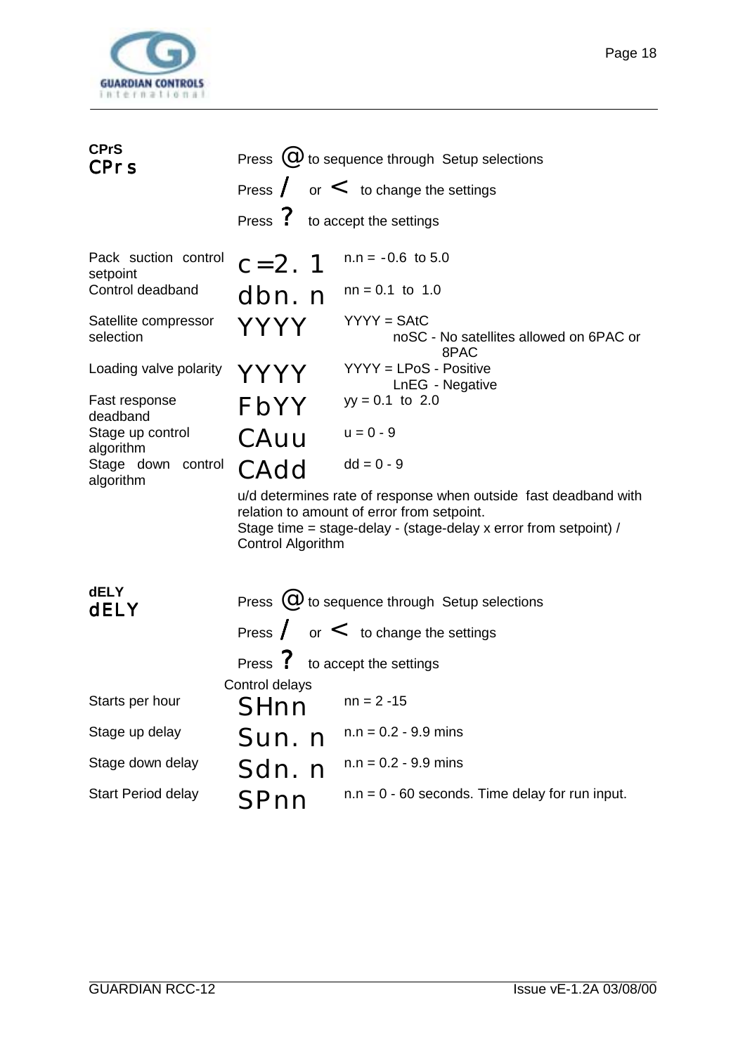**CPrS**

**CPrs**

Press @ to sequence through Setup selections

Press / or < to change the settings

Press ? to accept the settings

| | | |
|---|---|---|
| Pack suction control setpoint | c=2.1 | n.n = -0.6 to 5.0 |
| Control deadband | dbn.n | nn = 0.1 to 1.0 |
| Satellite compressor selection | YYYY | YYYY = SAtC<br>noSC - No satellites allowed on 6PAC or 8PAC |
| Loading valve polarity | YYYY | YYYY = LPoS - Positive<br>LnEG - Negative |
| Fast response deadband | FbYY | yy = 0.1 to 2.0 |
| Stage up control algorithm | CAuu | u = 0 - 9 |
| Stage down control algorithm | CAdd | dd = 0 - 9 |

u/d determines rate of response when outside fast deadband with relation to amount of error from setpoint.
Stage time = stage-delay - (stage-delay x error from setpoint) / Control Algorithm

**dELY**

**dELY**

Press @ to sequence through Setup selections

Press / or < to change the settings

Press ? to accept the settings

Control delays

| | | |
|---|---|---|
| Starts per hour | SHnn | nn = 2 -15 |
| Stage up delay | Sun.n | n.n = 0.2 - 9.9 mins |
| Stage down delay | Sdn.n | n.n = 0.2 - 9.9 mins |
| Start Period delay | SPnn | n.n = 0 - 60 seconds. Time delay for run input. |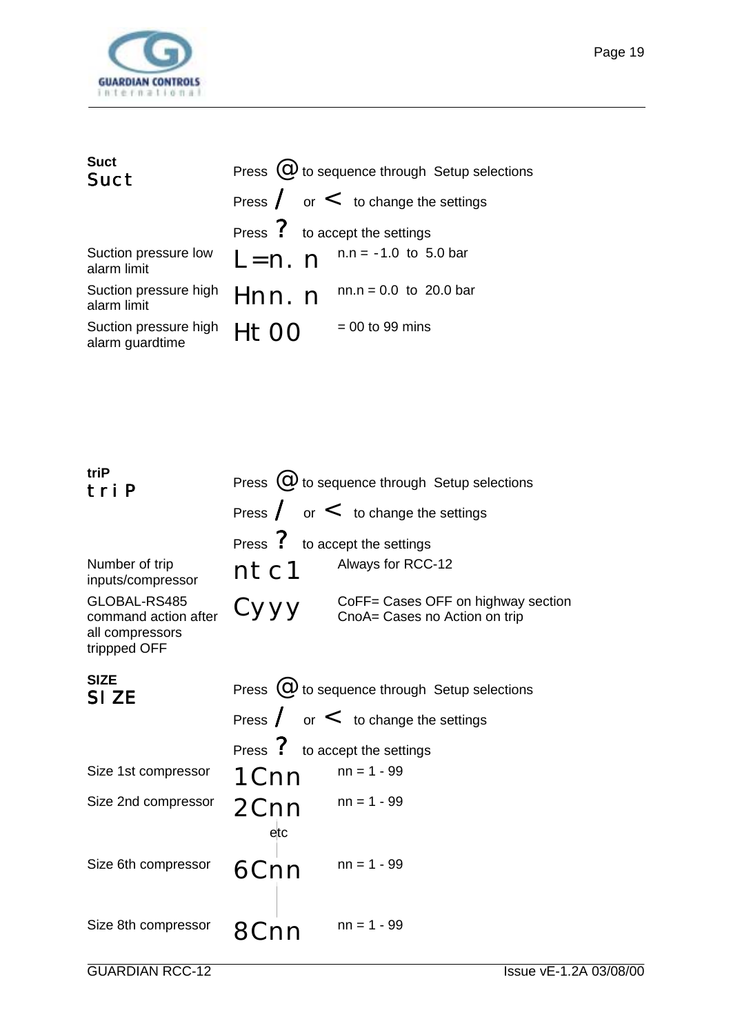**Suct**

Suct

Press @ to sequence through Setup selections

Press / or < to change the settings

Press ? to accept the settings

| | | |
|---|---|---|
| Suction pressure low alarm limit | L=n. n | n.n = -1.0 to 5.0 bar |
| Suction pressure high alarm limit | Hnn. n | nn.n = 0.0 to 20.0 bar |
| Suction pressure high alarm guardtime | Ht 00 | = 00 to 99 mins |

**triP**

tri P

Press @ to sequence through Setup selections

Press / or < to change the settings

Press ? to accept the settings

| | | |
|---|---|---|
| Number of trip inputs/compressor | nt c1 | Always for RCC-12 |
| GLOBAL-RS485 command action after all compressors trippped OFF | Cyyy | CoFF= Cases OFF on highway section<br>CnoA= Cases no Action on trip |

**SIZE**

SI ZE

Press @ to sequence through Setup selections

Press / or < to change the settings

Press ? to accept the settings

| | | |
|---|---|---|
| Size 1st compressor | 1Cnn | nn = 1 - 99 |
| Size 2nd compressor | 2Cnn | nn = 1 - 99 |
| | etc | |
| Size 6th compressor | 6Cnn | nn = 1 - 99 |
| Size 8th compressor | 8Cnn | nn = 1 - 99 |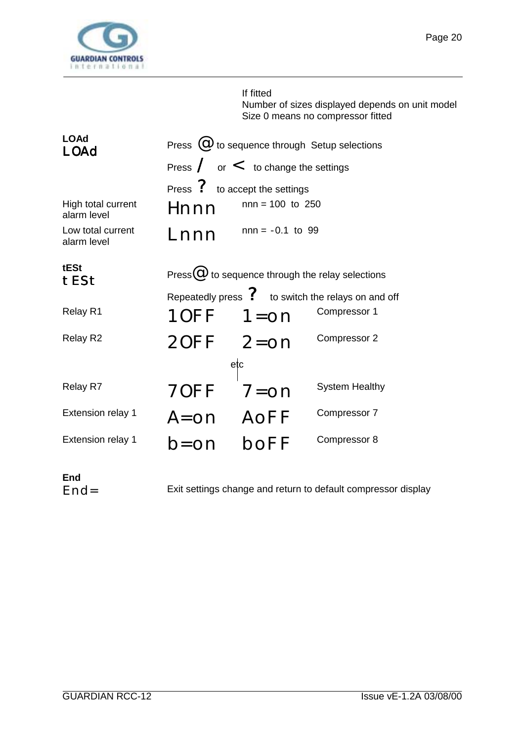If fitted
Number of sizes displayed depends on unit model
Size 0 means no compressor fitted

**LOAd**

LOAd

Press @ to sequence through Setup selections

Press / or < to change the settings

Press ? to accept the settings

| | | |
|---|---|---|
| High total current alarm level | Hnnn | nnn = 100 to 250 |
| Low total current alarm level | Lnnn | nnn = -0.1 to 99 |

**tESt**

t ESt

Press @ to sequence through the relay selections

Repeatedly press ? to switch the relays on and off

| | | | |
|---|---|---|---|
| Relay R1 | 1OFF | 1=on | Compressor 1 |
| Relay R2 | 2OFF | 2=on | Compressor 2 |
| | | etc | |
| Relay R7 | 7OFF | 7=on | System Healthy |
| Extension relay 1 | A=on | AoFF | Compressor 7 |
| Extension relay 1 | b=on | boFF | Compressor 8 |

**End**

End=

Exit settings change and return to default compressor display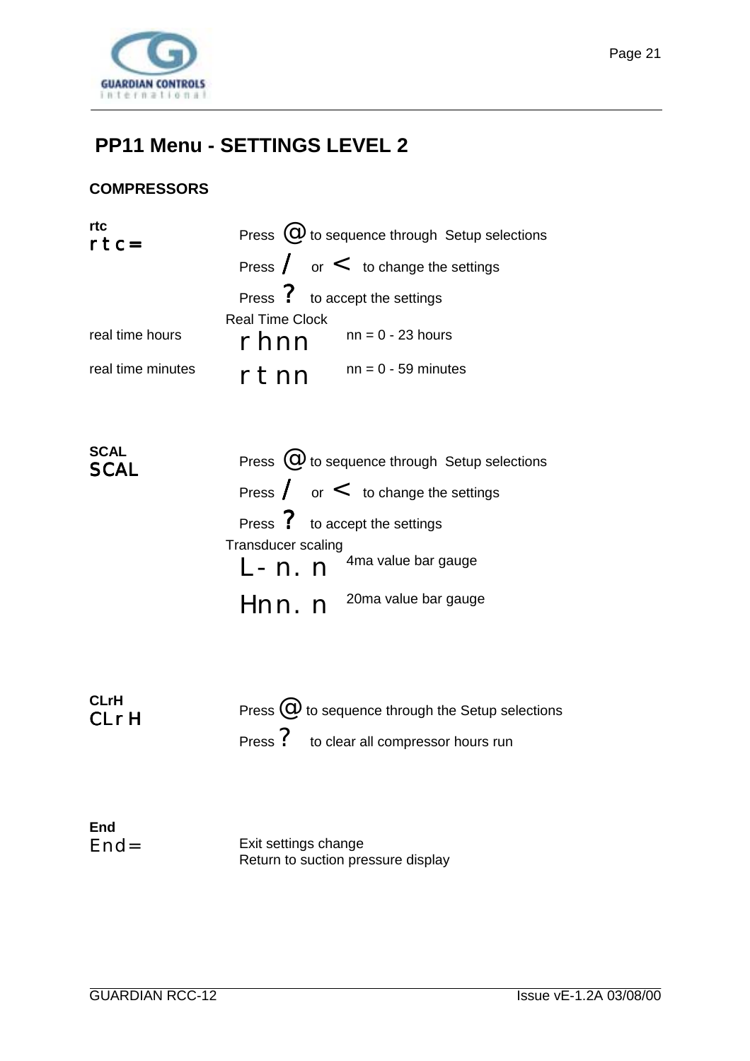## PP11 Menu - SETTINGS LEVEL 2

### COMPRESSORS

**rtc**

rtc=

Press @ to sequence through Setup selections

Press / or < to change the settings

Press ? to accept the settings

Real Time Clock

| | | |
|---|---|---|
| real time hours | rhnn | nn = 0 - 23 hours |
| real time minutes | rtnn | nn = 0 - 59 minutes |

**SCAL**

SCAL

Press @ to sequence through Setup selections

Press / or < to change the settings

Press ? to accept the settings

Transducer scaling

| | |
|---|---|
| L-n.n | 4ma value bar gauge |
| Hnn.n | 20ma value bar gauge |

**CLrH**

CLrH

Press @ to sequence through the Setup selections

Press ? to clear all compressor hours run

**End**

End=

Exit settings change
Return to suction pressure display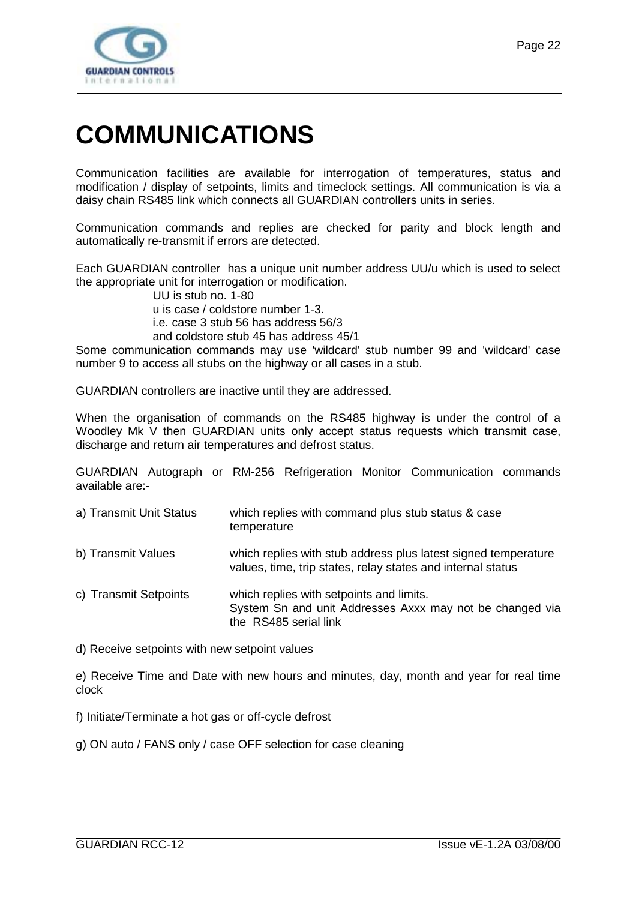# COMMUNICATIONS

Communication facilities are available for interrogation of temperatures, status and modification / display of setpoints, limits and timeclock settings. All communication is via a daisy chain RS485 link which connects all GUARDIAN controllers units in series.

Communication commands and replies are checked for parity and block length and automatically re-transmit if errors are detected.

Each GUARDIAN controller has a unique unit number address UU/u which is used to select the appropriate unit for interrogation or modification.

UU is stub no. 1-80
u is case / coldstore number 1-3.
i.e. case 3 stub 56 has address 56/3
and coldstore stub 45 has address 45/1

Some communication commands may use 'wildcard' stub number 99 and 'wildcard' case number 9 to access all stubs on the highway or all cases in a stub.

GUARDIAN controllers are inactive until they are addressed.

When the organisation of commands on the RS485 highway is under the control of a Woodley Mk V then GUARDIAN units only accept status requests which transmit case, discharge and return air temperatures and defrost status.

GUARDIAN Autograph or RM-256 Refrigeration Monitor Communication commands available are:-

a) Transmit Unit Status — which replies with command plus stub status & case temperature

b) Transmit Values — which replies with stub address plus latest signed temperature values, time, trip states, relay states and internal status

c) Transmit Setpoints — which replies with setpoints and limits. System Sn and unit Addresses Axxx may not be changed via the RS485 serial link

d) Receive setpoints with new setpoint values

e) Receive Time and Date with new hours and minutes, day, month and year for real time clock

f) Initiate/Terminate a hot gas or off-cycle defrost

g) ON auto / FANS only / case OFF selection for case cleaning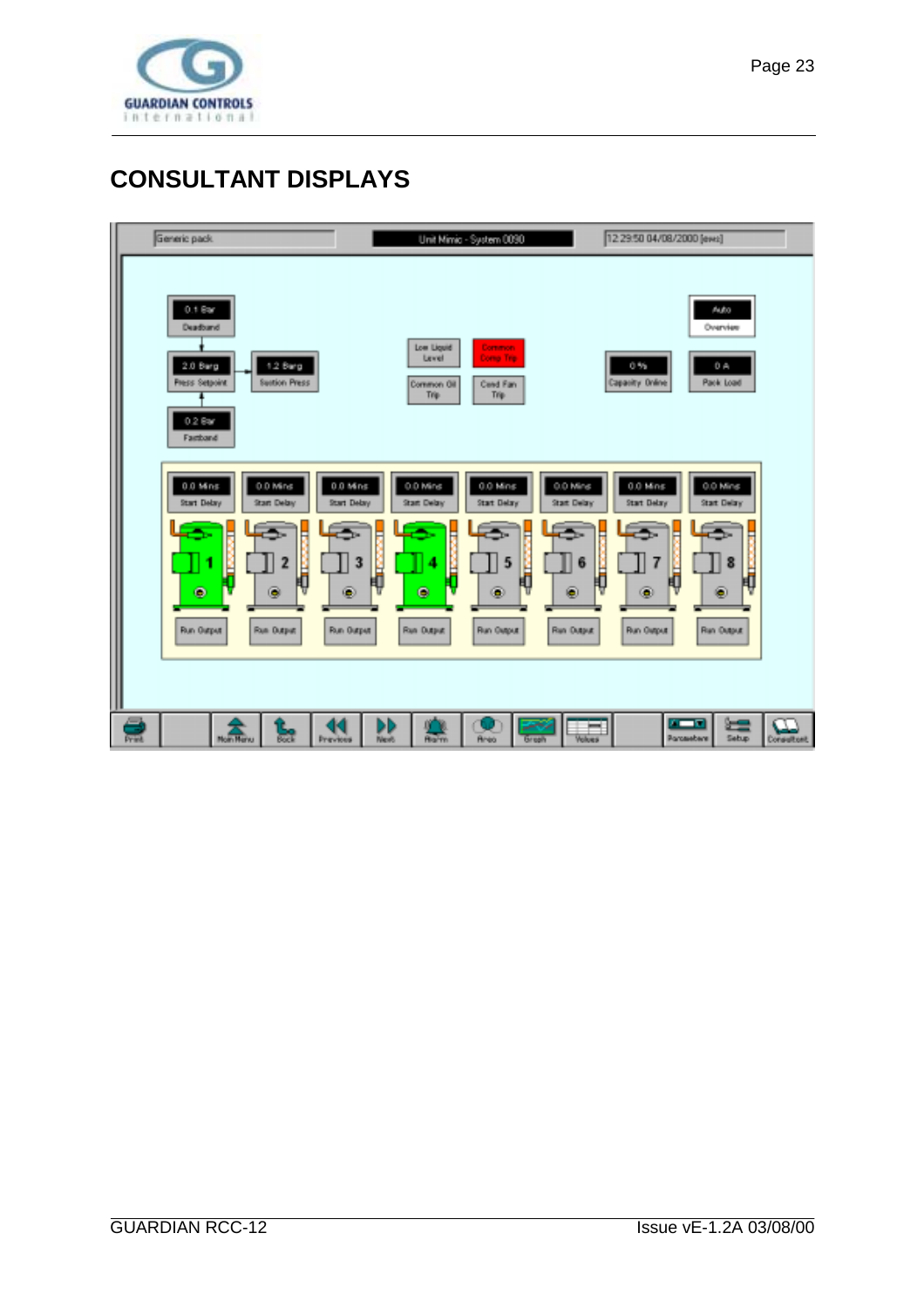# CONSULTANT DISPLAYS

Generic pack | Unit Mimic - System 0090 | 12:29:50 04/08/2000 [ews]

0.1 Bar
Deadband

2.0 Barg
Press Setpoint

1.2 Barg
Suction Press

0.2 Bar
Fastband

Low Liquid Level

Common Comp Trip

Common Oil Trip

Cond Fan Trip

0 %
Capacity Online

Auto
Overview

0 A
Pack Load

| 0.0 Mins Start Delay | 0.0 Mins Start Delay | 0.0 Mins Start Delay | 0.0 Mins Start Delay | 0.0 Mins Start Delay | 0.0 Mins Start Delay | 0.0 Mins Start Delay | 0.0 Mins Start Delay |
|---|---|---|---|---|---|---|---|
| 1 | 2 | 3 | 4 | 5 | 6 | 7 | 8 |
| Run Output | Run Output | Run Output | Run Output | Run Output | Run Output | Run Output | Run Output |

Print | Main Menu | Back | Previous | Next | Alarm | Area | Graph | Values | Parameters | Setup | Consultant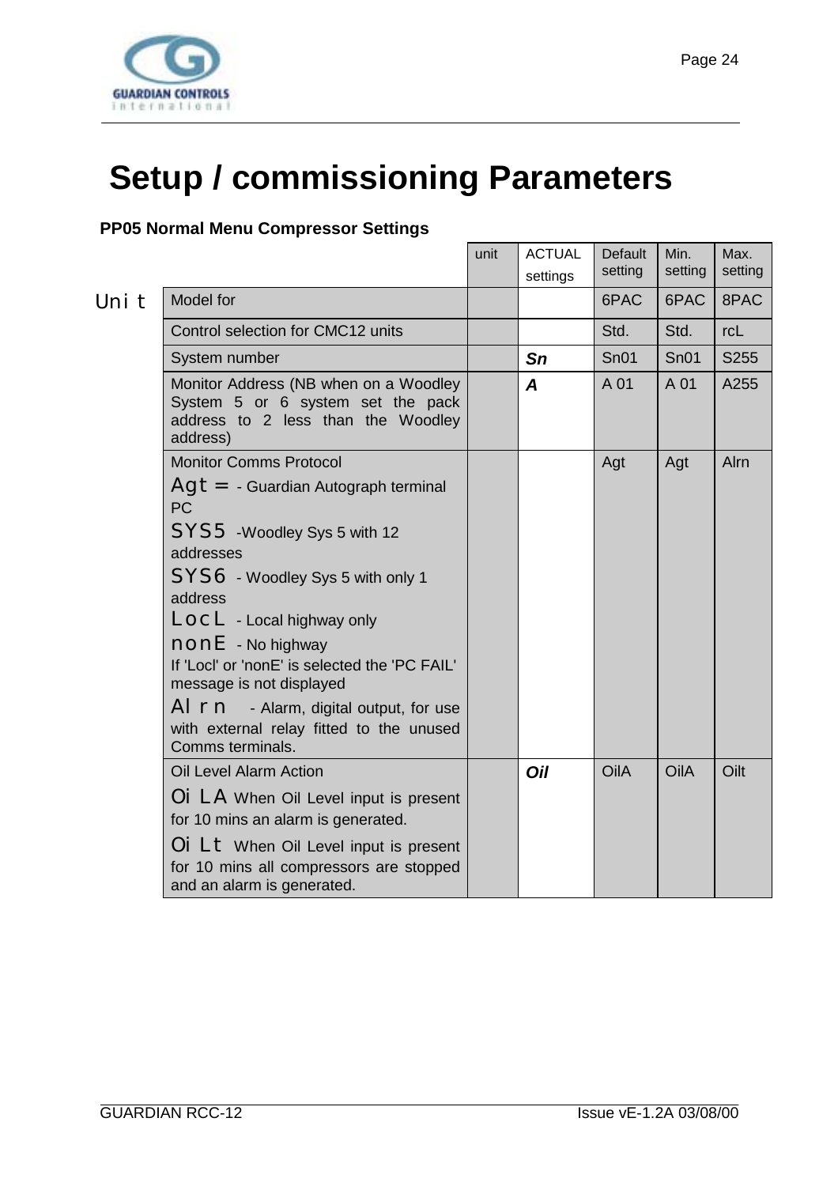# Setup / commissioning Parameters

**PP05 Normal Menu Compressor Settings**

| | | unit | ACTUAL settings | Default setting | Min. setting | Max. setting |
|---|---|---|---|---|---|---|
| Unit | Model for | | | 6PAC | 6PAC | 8PAC |
| | Control selection for CMC12 units | | | Std. | Std. | rcL |
| | System number | | ***Sn*** | Sn01 | Sn01 | S255 |
| | Monitor Address (NB when on a Woodley System 5 or 6 system set the pack address to 2 less than the Woodley address) | | ***A*** | A 01 | A 01 | A255 |
| | Monitor Comms Protocol<br>Agt = - Guardian Autograph terminal PC<br>SYS5 -Woodley Sys 5 with 12 addresses<br>SYS6 - Woodley Sys 5 with only 1 address<br>LocL - Local highway only<br>nonE - No highway<br>If 'Locl' or 'nonE' is selected the 'PC FAIL' message is not displayed<br>Alrn - Alarm, digital output, for use with external relay fitted to the unused Comms terminals. | | | Agt | Agt | Alrn |
| | Oil Level Alarm Action<br>Oi LA When Oil Level input is present for 10 mins an alarm is generated.<br>Oi Lt When Oil Level input is present for 10 mins all compressors are stopped and an alarm is generated. | | ***Oil*** | OilA | OilA | Oilt |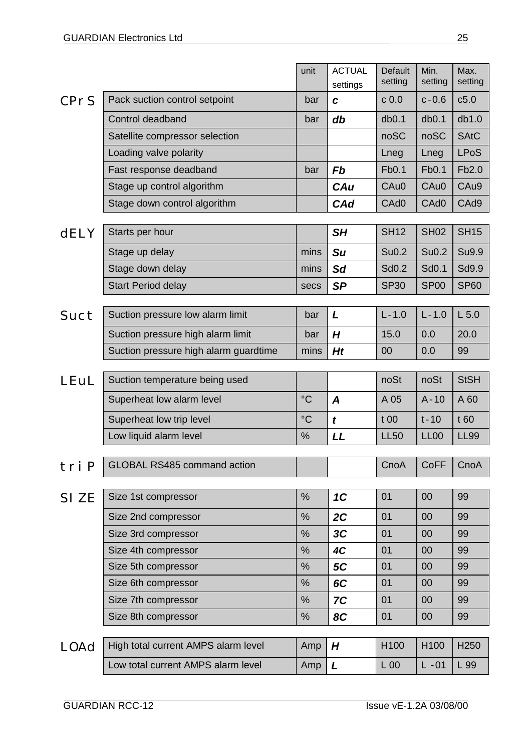| | | unit | ACTUAL settings | Default setting | Min. setting | Max. setting |
|---|---|---|---|---|---|---|
| CPrS | Pack suction control setpoint | bar | ***c*** | c 0.0 | c -0.6 | c5.0 |
| | Control deadband | bar | ***db*** | db0.1 | db0.1 | db1.0 |
| | Satellite compressor selection | | | noSC | noSC | SAtC |
| | Loading valve polarity | | | Lneg | Lneg | LPoS |
| | Fast response deadband | bar | ***Fb*** | Fb0.1 | Fb0.1 | Fb2.0 |
| | Stage up control algorithm | | ***CAu*** | CAu0 | CAu0 | CAu9 |
| | Stage down control algorithm | | ***CAd*** | CAd0 | CAd0 | CAd9 |
| dELY | Starts per hour | | ***SH*** | SH12 | SH02 | SH15 |
| | Stage up delay | mins | ***Su*** | Su0.2 | Su0.2 | Su9.9 |
| | Stage down delay | mins | ***Sd*** | Sd0.2 | Sd0.1 | Sd9.9 |
| | Start Period delay | secs | ***SP*** | SP30 | SP00 | SP60 |
| Suct | Suction pressure low alarm limit | bar | ***L*** | L -1.0 | L -1.0 | L 5.0 |
| | Suction pressure high alarm limit | bar | ***H*** | 15.0 | 0.0 | 20.0 |
| | Suction pressure high alarm guardtime | mins | ***Ht*** | 00 | 0.0 | 99 |
| LEuL | Suction temperature being used | | | noSt | noSt | StSH |
| | Superheat low alarm level | °C | ***A*** | A 05 | A -10 | A 60 |
| | Superheat low trip level | °C | ***t*** | t 00 | t -10 | t 60 |
| | Low liquid alarm level | % | ***LL*** | LL50 | LL00 | LL99 |
| triP | GLOBAL RS485 command action | | | CnoA | CoFF | CnoA |
| SIZE | Size 1st compressor | % | ***1C*** | 01 | 00 | 99 |
| | Size 2nd compressor | % | ***2C*** | 01 | 00 | 99 |
| | Size 3rd compressor | % | ***3C*** | 01 | 00 | 99 |
| | Size 4th compressor | % | ***4C*** | 01 | 00 | 99 |
| | Size 5th compressor | % | ***5C*** | 01 | 00 | 99 |
| | Size 6th compressor | % | ***6C*** | 01 | 00 | 99 |
| | Size 7th compressor | % | ***7C*** | 01 | 00 | 99 |
| | Size 8th compressor | % | ***8C*** | 01 | 00 | 99 |
| LOAd | High total current AMPS alarm level | Amp | ***H*** | H100 | H100 | H250 |
| | Low total current AMPS alarm level | Amp | ***L*** | L 00 | L -01 | L 99 |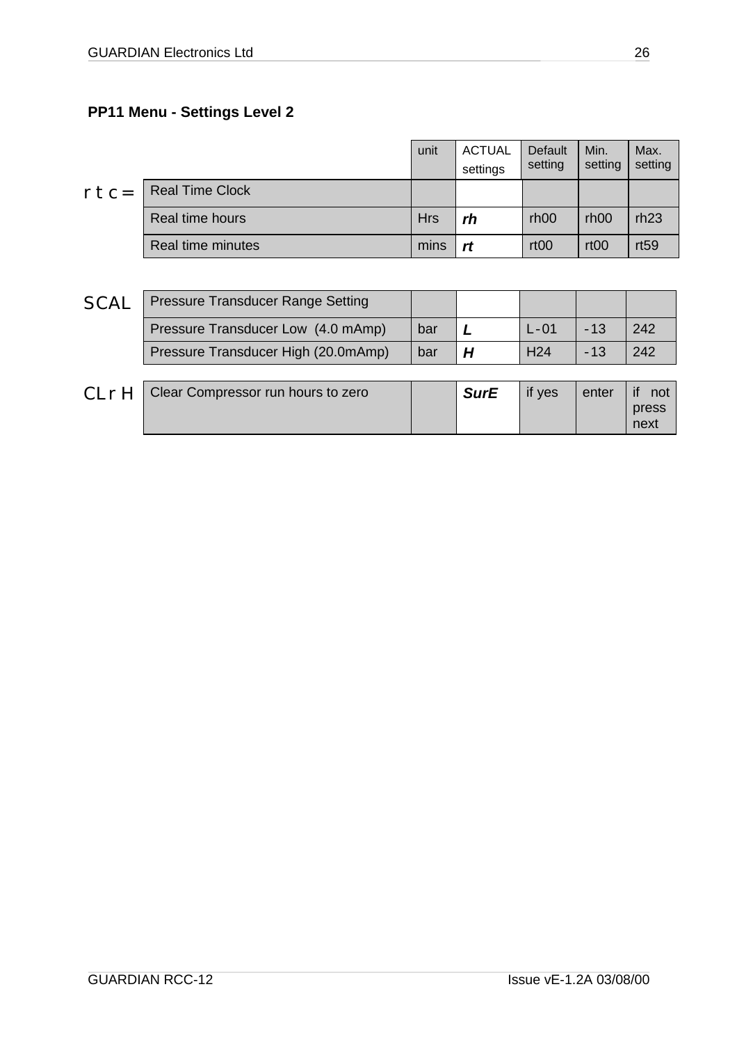### PP11 Menu - Settings Level 2

| | | unit | ACTUAL settings | Default setting | Min. setting | Max. setting |
|---|---|---|---|---|---|---|
| rtc= | Real Time Clock | | | | | |
| | Real time hours | Hrs | ***rh*** | rh00 | rh00 | rh23 |
| | Real time minutes | mins | ***rt*** | rt00 | rt00 | rt59 |

| | | | | | | |
|---|---|---|---|---|---|---|
| SCAL | Pressure Transducer Range Setting | | | | | |
| | Pressure Transducer Low (4.0 mAmp) | bar | ***L*** | L-01 | -13 | 242 |
| | Pressure Transducer High (20.0mAmp) | bar | ***H*** | H24 | -13 | 242 |

| | | | | | | |
|---|---|---|---|---|---|---|
| CLrH | Clear Compressor run hours to zero | | ***SurE*** | if yes | enter | if not press next |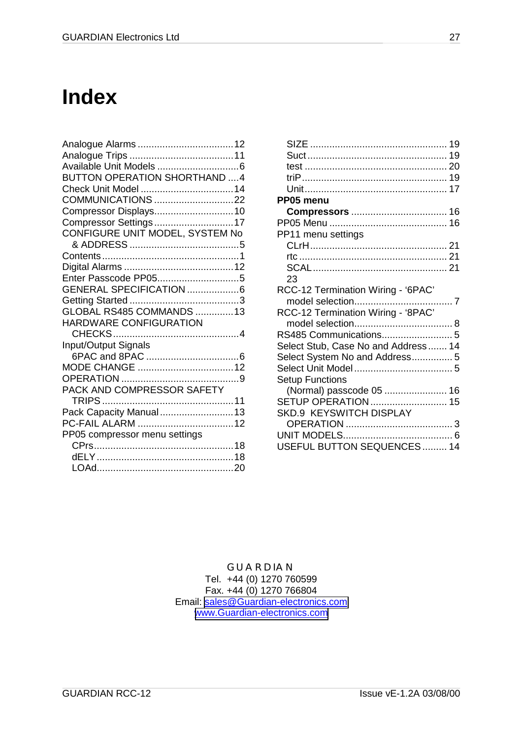# Index

Analogue Alarms ..................................12
Analogue Trips ......................................11
Available Unit Models ..............................6
BUTTON OPERATION SHORTHAND ....4
Check Unit Model ..................................14
COMMUNICATIONS .............................22
Compressor Displays.............................10
Compressor Settings.............................17
CONFIGURE UNIT MODEL, SYSTEM No
  & ADDRESS ........................................5
Contents..................................................1
Digital Alarms ........................................12
Enter Passcode PP05..............................5
GENERAL SPECIFICATION ...................6
Getting Started ........................................3
GLOBAL RS485 COMMANDS ..............13
HARDWARE CONFIGURATION
  CHECKS..............................................4
Input/Output Signals
  6PAC and 8PAC ..................................6
MODE CHANGE ...................................12
OPERATION ...........................................9
PACK AND COMPRESSOR SAFETY
  TRIPS ................................................11
Pack Capacity Manual...........................13
PC-FAIL ALARM ...................................12
PP05 compressor menu settings
  CPrs...................................................18
  dELY..................................................18
  LOAd..................................................20
  SIZE ..................................................19
  Suct ...................................................19
  test ....................................................20
  triP.....................................................19
  Unit....................................................17
**PP05 menu**
  **Compressors** ...................................16
PP05 Menu ...........................................16
PP11 menu settings
  CLrH..................................................21
  rtc ......................................................21
  SCAL.................................................21
  23
RCC-12 Termination Wiring - '6PAC'
  model selection....................................7
RCC-12 Termination Wiring - '8PAC'
  model selection....................................8
RS485 Communications..........................5
Select Stub, Case No and Address.......14
Select System No and Address...............5
Select Unit Model ....................................5
Setup Functions
  (Normal) passcode 05 .......................16
SETUP OPERATION ............................15
SKD.9 KEYSWITCH DISPLAY
  OPERATION .......................................3
UNIT MODELS........................................6
USEFUL BUTTON SEQUENCES.........14

GUARDIAN
Tel. +44 (0) 1270 760599
Fax. +44 (0) 1270 766804
Email: sales@Guardian-electronics.com
www.Guardian-electronics.com